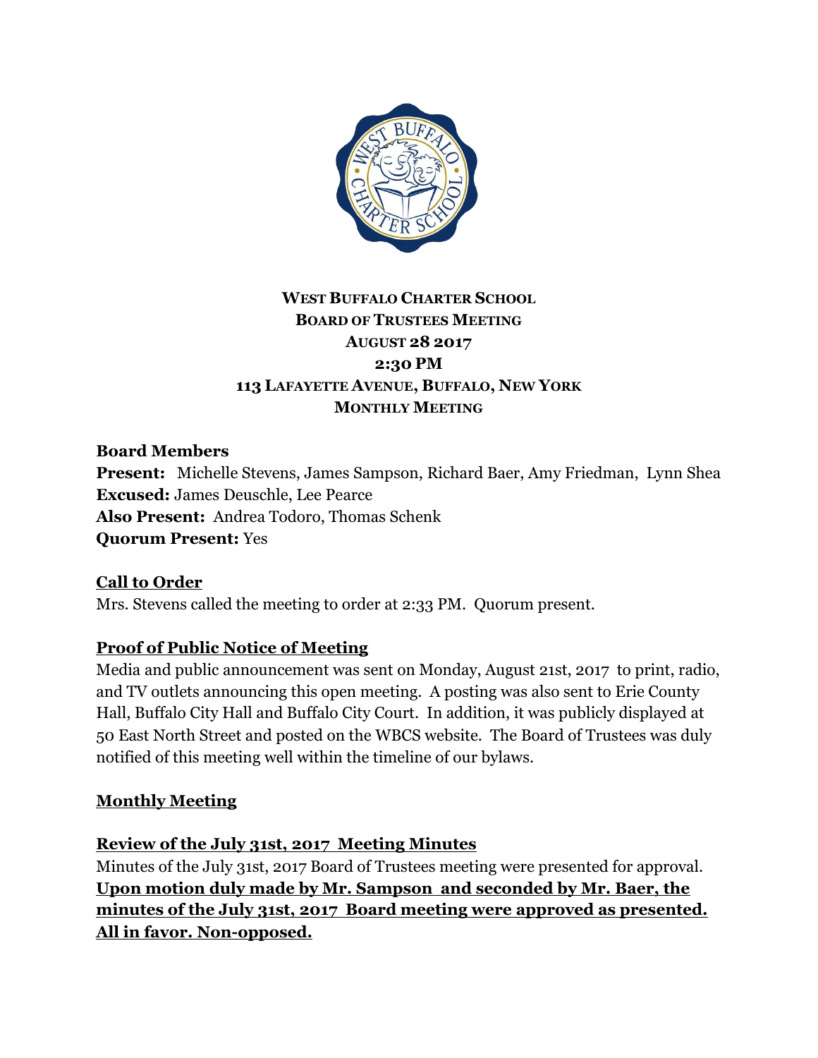# WEST BUFFALO CHARTER SCHOOL
## BOARD OF TRUSTEES MEETING
## AUGUST 28 2017
## 2:30 PM
## 113 LAFAYETTE AVENUE, BUFFALO, NEW YORK
## MONTHLY MEETING

**Board Members**
**Present:** Michelle Stevens, James Sampson, Richard Baer, Amy Friedman, Lynn Shea
**Excused:** James Deuschle, Lee Pearce
**Also Present:** Andrea Todoro, Thomas Schenk
**Quorum Present:** Yes

**Call to Order**

Mrs. Stevens called the meeting to order at 2:33 PM. Quorum present.

**Proof of Public Notice of Meeting**

Media and public announcement was sent on Monday, August 21st, 2017 to print, radio, and TV outlets announcing this open meeting. A posting was also sent to Erie County Hall, Buffalo City Hall and Buffalo City Court. In addition, it was publicly displayed at 50 East North Street and posted on the WBCS website. The Board of Trustees was duly notified of this meeting well within the timeline of our bylaws.

**Monthly Meeting**

**Review of the July 31st, 2017 Meeting Minutes**

Minutes of the July 31st, 2017 Board of Trustees meeting were presented for approval.
**Upon motion duly made by Mr. Sampson and seconded by Mr. Baer, the minutes of the July 31st, 2017 Board meeting were approved as presented. All in favor. Non-opposed.**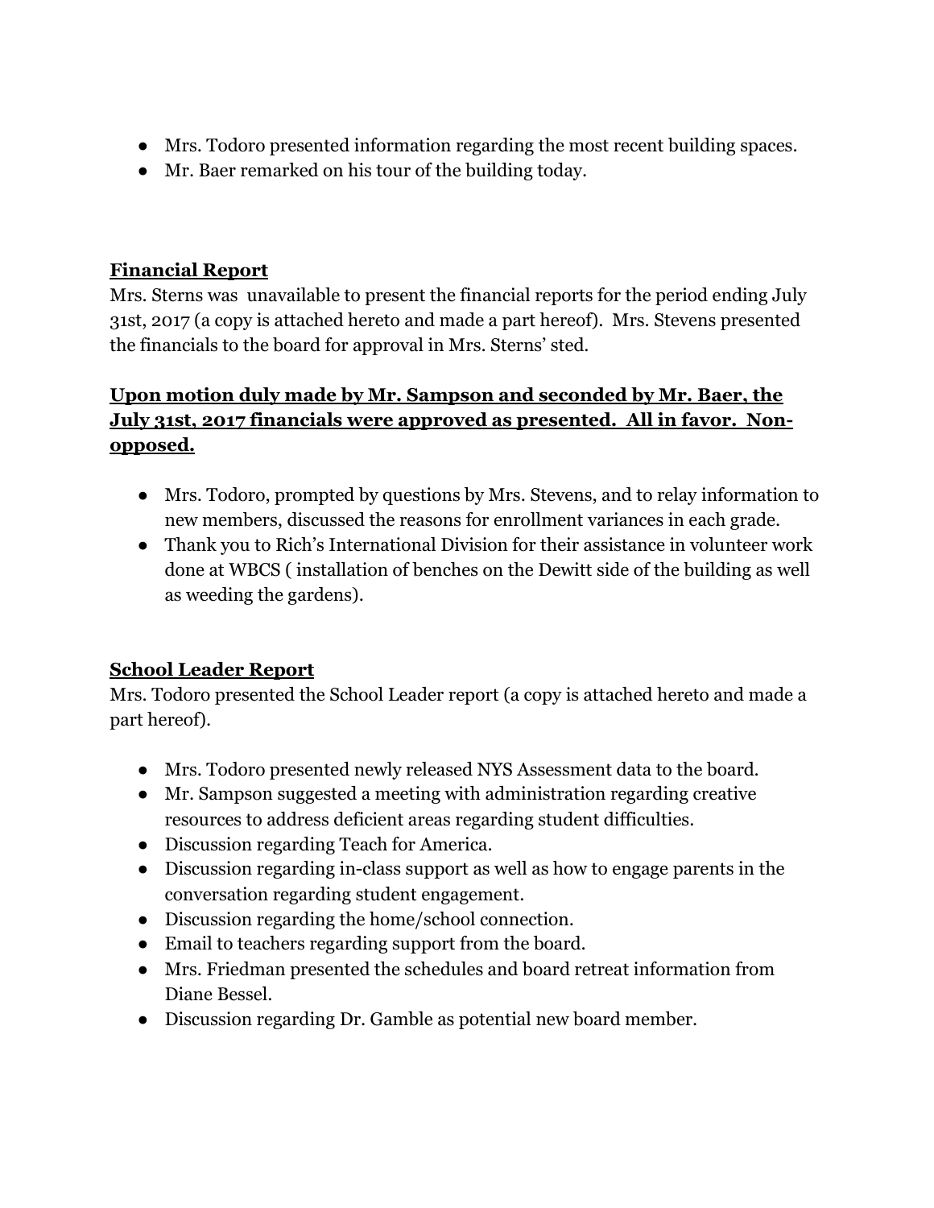- Mrs. Todoro presented information regarding the most recent building spaces.
- Mr. Baer remarked on his tour of the building today.

## **Financial Report**

Mrs. Sterns was  unavailable to present the financial reports for the period ending July 31st, 2017 (a copy is attached hereto and made a part hereof).  Mrs. Stevens presented the financials to the board for approval in Mrs. Sterns' sted.

**Upon motion duly made by Mr. Sampson and seconded by Mr. Baer, the July 31st, 2017 financials were approved as presented.  All in favor.  Non-opposed.**

- Mrs. Todoro, prompted by questions by Mrs. Stevens, and to relay information to new members, discussed the reasons for enrollment variances in each grade.
- Thank you to Rich's International Division for their assistance in volunteer work done at WBCS ( installation of benches on the Dewitt side of the building as well as weeding the gardens).

## **School Leader Report**

Mrs. Todoro presented the School Leader report (a copy is attached hereto and made a part hereof).

- Mrs. Todoro presented newly released NYS Assessment data to the board.
- Mr. Sampson suggested a meeting with administration regarding creative resources to address deficient areas regarding student difficulties.
- Discussion regarding Teach for America.
- Discussion regarding in-class support as well as how to engage parents in the conversation regarding student engagement.
- Discussion regarding the home/school connection.
- Email to teachers regarding support from the board.
- Mrs. Friedman presented the schedules and board retreat information from Diane Bessel.
- Discussion regarding Dr. Gamble as potential new board member.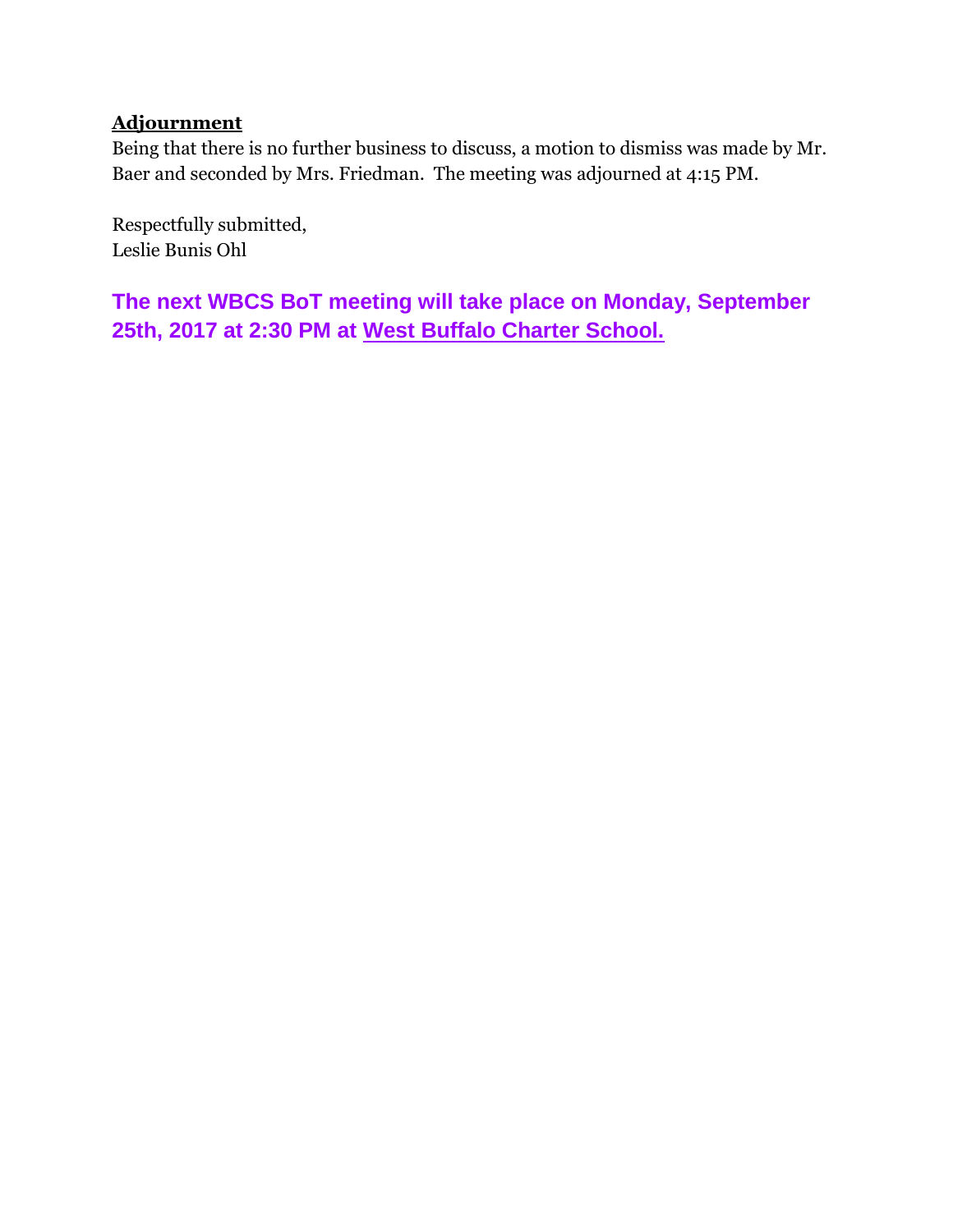**Adjournment**

Being that there is no further business to discuss, a motion to dismiss was made by Mr. Baer and seconded by Mrs. Friedman. The meeting was adjourned at 4:15 PM.

Respectfully submitted,
Leslie Bunis Ohl

**The next WBCS BoT meeting will take place on Monday, September 25th, 2017 at 2:30 PM at West Buffalo Charter School.**